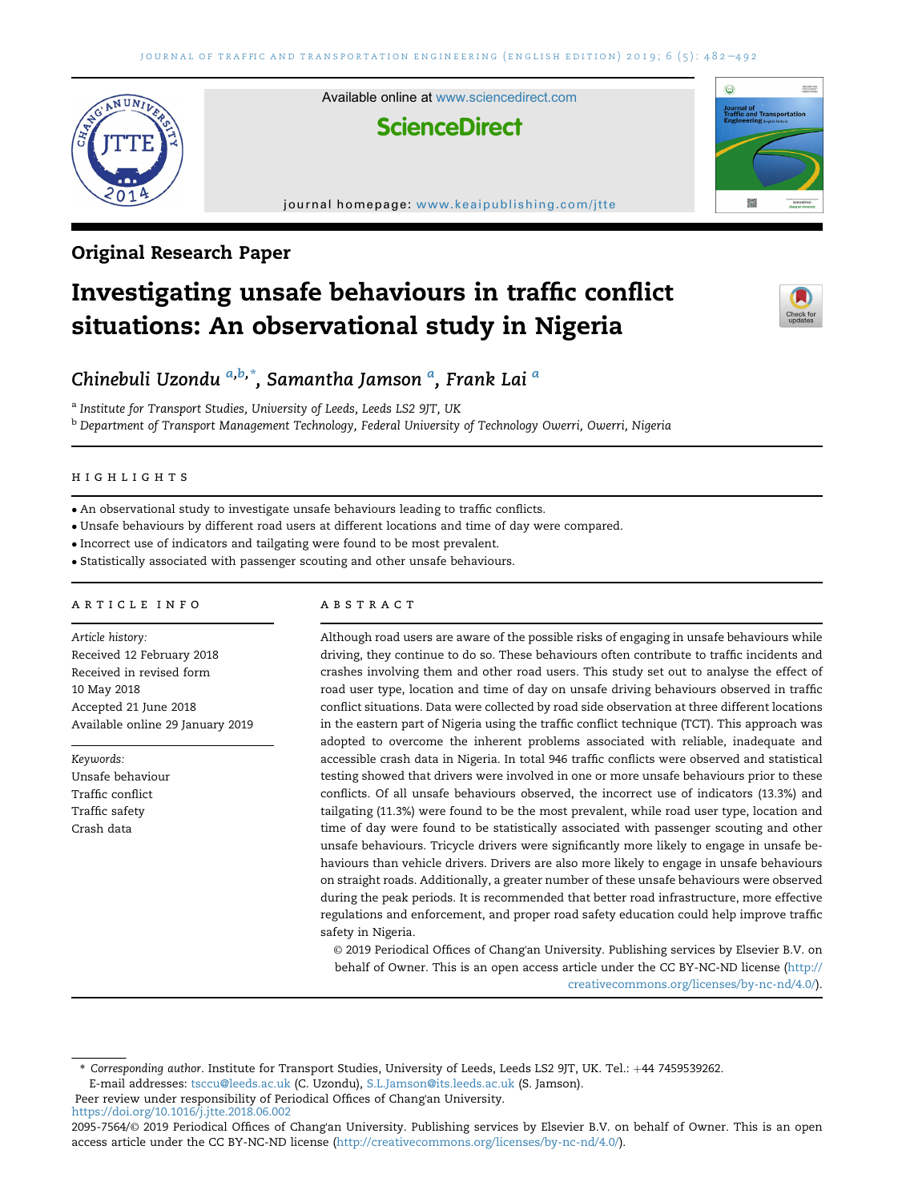Available online at www.sciencedirect.com

**ScienceDirect**

journal homepage: www.keaipublishing.com/jtte

## Original Research Paper

# Investigating unsafe behaviours in traffic conflict situations: An observational study in Nigeria

*Chinebuli Uzondu* [a,b,*], *Samantha Jamson* [a], *Frank Lai* [a]

[a] *Institute for Transport Studies, University of Leeds, Leeds LS2 9JT, UK*

[b] *Department of Transport Management Technology, Federal University of Technology Owerri, Owerri, Nigeria*

### HIGHLIGHTS

- An observational study to investigate unsafe behaviours leading to traffic conflicts.
- Unsafe behaviours by different road users at different locations and time of day were compared.
- Incorrect use of indicators and tailgating were found to be most prevalent.
- Statistically associated with passenger scouting and other unsafe behaviours.

### ARTICLE INFO

*Article history:*
Received 12 February 2018
Received in revised form
10 May 2018
Accepted 21 June 2018
Available online 29 January 2019

*Keywords:*
Unsafe behaviour
Traffic conflict
Traffic safety
Crash data

### ABSTRACT

Although road users are aware of the possible risks of engaging in unsafe behaviours while driving, they continue to do so. These behaviours often contribute to traffic incidents and crashes involving them and other road users. This study set out to analyse the effect of road user type, location and time of day on unsafe driving behaviours observed in traffic conflict situations. Data were collected by road side observation at three different locations in the eastern part of Nigeria using the traffic conflict technique (TCT). This approach was adopted to overcome the inherent problems associated with reliable, inadequate and accessible crash data in Nigeria. In total 946 traffic conflicts were observed and statistical testing showed that drivers were involved in one or more unsafe behaviours prior to these conflicts. Of all unsafe behaviours observed, the incorrect use of indicators (13.3%) and tailgating (11.3%) were found to be the most prevalent, while road user type, location and time of day were found to be statistically associated with passenger scouting and other unsafe behaviours. Tricycle drivers were significantly more likely to engage in unsafe behaviours than vehicle drivers. Drivers are also more likely to engage in unsafe behaviours on straight roads. Additionally, a greater number of these unsafe behaviours were observed during the peak periods. It is recommended that better road infrastructure, more effective regulations and enforcement, and proper road safety education could help improve traffic safety in Nigeria.

© 2019 Periodical Offices of Chang'an University. Publishing services by Elsevier B.V. on behalf of Owner. This is an open access article under the CC BY-NC-ND license (http://creativecommons.org/licenses/by-nc-nd/4.0/).

---

\* *Corresponding author*. Institute for Transport Studies, University of Leeds, Leeds LS2 9JT, UK. Tel.: +44 7459539262.
E-mail addresses: tsccu@leeds.ac.uk (C. Uzondu), S.L.Jamson@its.leeds.ac.uk (S. Jamson).
Peer review under responsibility of Periodical Offices of Chang'an University.
https://doi.org/10.1016/j.jtte.2018.06.002
2095-7564/© 2019 Periodical Offices of Chang'an University. Publishing services by Elsevier B.V. on behalf of Owner. This is an open access article under the CC BY-NC-ND license (http://creativecommons.org/licenses/by-nc-nd/4.0/).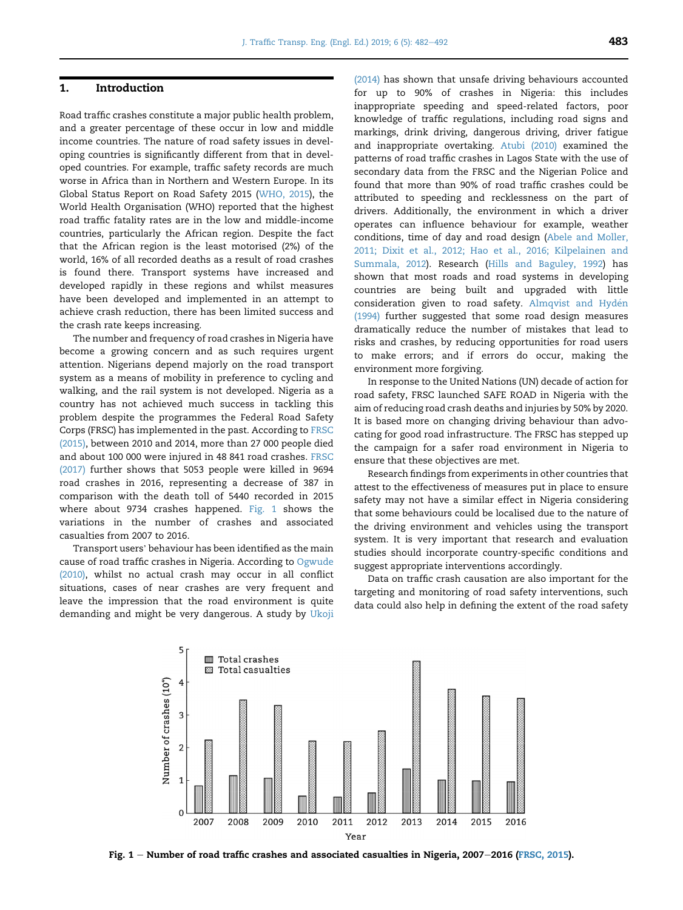## 1. Introduction

Road traffic crashes constitute a major public health problem, and a greater percentage of these occur in low and middle income countries. The nature of road safety issues in developing countries is significantly different from that in developed countries. For example, traffic safety records are much worse in Africa than in Northern and Western Europe. In its Global Status Report on Road Safety 2015 (WHO, 2015), the World Health Organisation (WHO) reported that the highest road traffic fatality rates are in the low and middle-income countries, particularly the African region. Despite the fact that the African region is the least motorised (2%) of the world, 16% of all recorded deaths as a result of road crashes is found there. Transport systems have increased and developed rapidly in these regions and whilst measures have been developed and implemented in an attempt to achieve crash reduction, there has been limited success and the crash rate keeps increasing.

The number and frequency of road crashes in Nigeria have become a growing concern and as such requires urgent attention. Nigerians depend majorly on the road transport system as a means of mobility in preference to cycling and walking, and the rail system is not developed. Nigeria as a country has not achieved much success in tackling this problem despite the programmes the Federal Road Safety Corps (FRSC) has implemented in the past. According to FRSC (2015), between 2010 and 2014, more than 27 000 people died and about 100 000 were injured in 48 841 road crashes. FRSC (2017) further shows that 5053 people were killed in 9694 road crashes in 2016, representing a decrease of 387 in comparison with the death toll of 5440 recorded in 2015 where about 9734 crashes happened. Fig. 1 shows the variations in the number of crashes and associated casualties from 2007 to 2016.

Transport users' behaviour has been identified as the main cause of road traffic crashes in Nigeria. According to Ogwude (2010), whilst no actual crash may occur in all conflict situations, cases of near crashes are very frequent and leave the impression that the road environment is quite demanding and might be very dangerous. A study by Ukoji (2014) has shown that unsafe driving behaviours accounted for up to 90% of crashes in Nigeria: this includes inappropriate speeding and speed-related factors, poor knowledge of traffic regulations, including road signs and markings, drink driving, dangerous driving, driver fatigue and inappropriate overtaking. Atubi (2010) examined the patterns of road traffic crashes in Lagos State with the use of secondary data from the FRSC and the Nigerian Police and found that more than 90% of road traffic crashes could be attributed to speeding and recklessness on the part of drivers. Additionally, the environment in which a driver operates can influence behaviour for example, weather conditions, time of day and road design (Abele and Moller, 2011; Dixit et al., 2012; Hao et al., 2016; Kilpelainen and Summala, 2012). Research (Hills and Baguley, 1992) has shown that most roads and road systems in developing countries are being built and upgraded with little consideration given to road safety. Almqvist and Hydén (1994) further suggested that some road design measures dramatically reduce the number of mistakes that lead to risks and crashes, by reducing opportunities for road users to make errors; and if errors do occur, making the environment more forgiving.

In response to the United Nations (UN) decade of action for road safety, FRSC launched SAFE ROAD in Nigeria with the aim of reducing road crash deaths and injuries by 50% by 2020. It is based more on changing driving behaviour than advocating for good road infrastructure. The FRSC has stepped up the campaign for a safer road environment in Nigeria to ensure that these objectives are met.

Research findings from experiments in other countries that attest to the effectiveness of measures put in place to ensure safety may not have a similar effect in Nigeria considering that some behaviours could be localised due to the nature of the driving environment and vehicles using the transport system. It is very important that research and evaluation studies should incorporate country-specific conditions and suggest appropriate interventions accordingly.

Data on traffic crash causation are also important for the targeting and monitoring of road safety interventions, such data could also help in defining the extent of the road safety

Fig. 1 – Number of road traffic crashes and associated casualties in Nigeria, 2007–2016 (FRSC, 2015).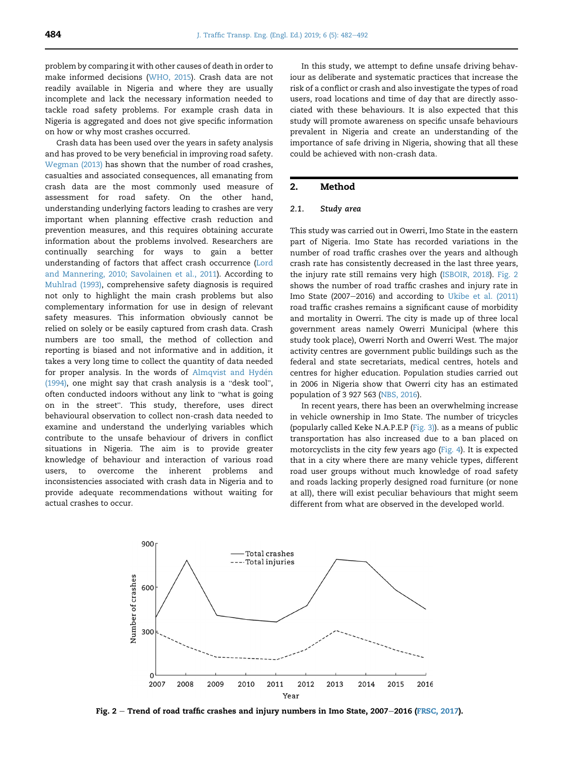problem by comparing it with other causes of death in order to make informed decisions (WHO, 2015). Crash data are not readily available in Nigeria and where they are usually incomplete and lack the necessary information needed to tackle road safety problems. For example crash data in Nigeria is aggregated and does not give specific information on how or why most crashes occurred.

Crash data has been used over the years in safety analysis and has proved to be very beneficial in improving road safety. Wegman (2013) has shown that the number of road crashes, casualties and associated consequences, all emanating from crash data are the most commonly used measure of assessment for road safety. On the other hand, understanding underlying factors leading to crashes are very important when planning effective crash reduction and prevention measures, and this requires obtaining accurate information about the problems involved. Researchers are continually searching for ways to gain a better understanding of factors that affect crash occurrence (Lord and Mannering, 2010; Savolainen et al., 2011). According to Muhlrad (1993), comprehensive safety diagnosis is required not only to highlight the main crash problems but also complementary information for use in design of relevant safety measures. This information obviously cannot be relied on solely or be easily captured from crash data. Crash numbers are too small, the method of collection and reporting is biased and not informative and in addition, it takes a very long time to collect the quantity of data needed for proper analysis. In the words of Almqvist and Hydén (1994), one might say that crash analysis is a "desk tool", often conducted indoors without any link to "what is going on in the street". This study, therefore, uses direct behavioural observation to collect non-crash data needed to examine and understand the underlying variables which contribute to the unsafe behaviour of drivers in conflict situations in Nigeria. The aim is to provide greater knowledge of behaviour and interaction of various road users, to overcome the inherent problems and inconsistencies associated with crash data in Nigeria and to provide adequate recommendations without waiting for actual crashes to occur.

In this study, we attempt to define unsafe driving behaviour as deliberate and systematic practices that increase the risk of a conflict or crash and also investigate the types of road users, road locations and time of day that are directly associated with these behaviours. It is also expected that this study will promote awareness on specific unsafe behaviours prevalent in Nigeria and create an understanding of the importance of safe driving in Nigeria, showing that all these could be achieved with non-crash data.

## 2. Method

### 2.1. Study area

This study was carried out in Owerri, Imo State in the eastern part of Nigeria. Imo State has recorded variations in the number of road traffic crashes over the years and although crash rate has consistently decreased in the last three years, the injury rate still remains very high (ISBOIR, 2018). Fig. 2 shows the number of road traffic crashes and injury rate in Imo State (2007–2016) and according to Ukibe et al. (2011) road traffic crashes remains a significant cause of morbidity and mortality in Owerri. The city is made up of three local government areas namely Owerri Municipal (where this study took place), Owerri North and Owerri West. The major activity centres are government public buildings such as the federal and state secretariats, medical centres, hotels and centres for higher education. Population studies carried out in 2006 in Nigeria show that Owerri city has an estimated population of 3 927 563 (NBS, 2016).

In recent years, there has been an overwhelming increase in vehicle ownership in Imo State. The number of tricycles (popularly called Keke N.A.P.E.P (Fig. 3)). as a means of public transportation has also increased due to a ban placed on motorcyclists in the city few years ago (Fig. 4). It is expected that in a city where there are many vehicle types, different road user groups without much knowledge of road safety and roads lacking properly designed road furniture (or none at all), there will exist peculiar behaviours that might seem different from what are observed in the developed world.

**Fig. 2 – Trend of road traffic crashes and injury numbers in Imo State, 2007–2016 (FRSC, 2017).**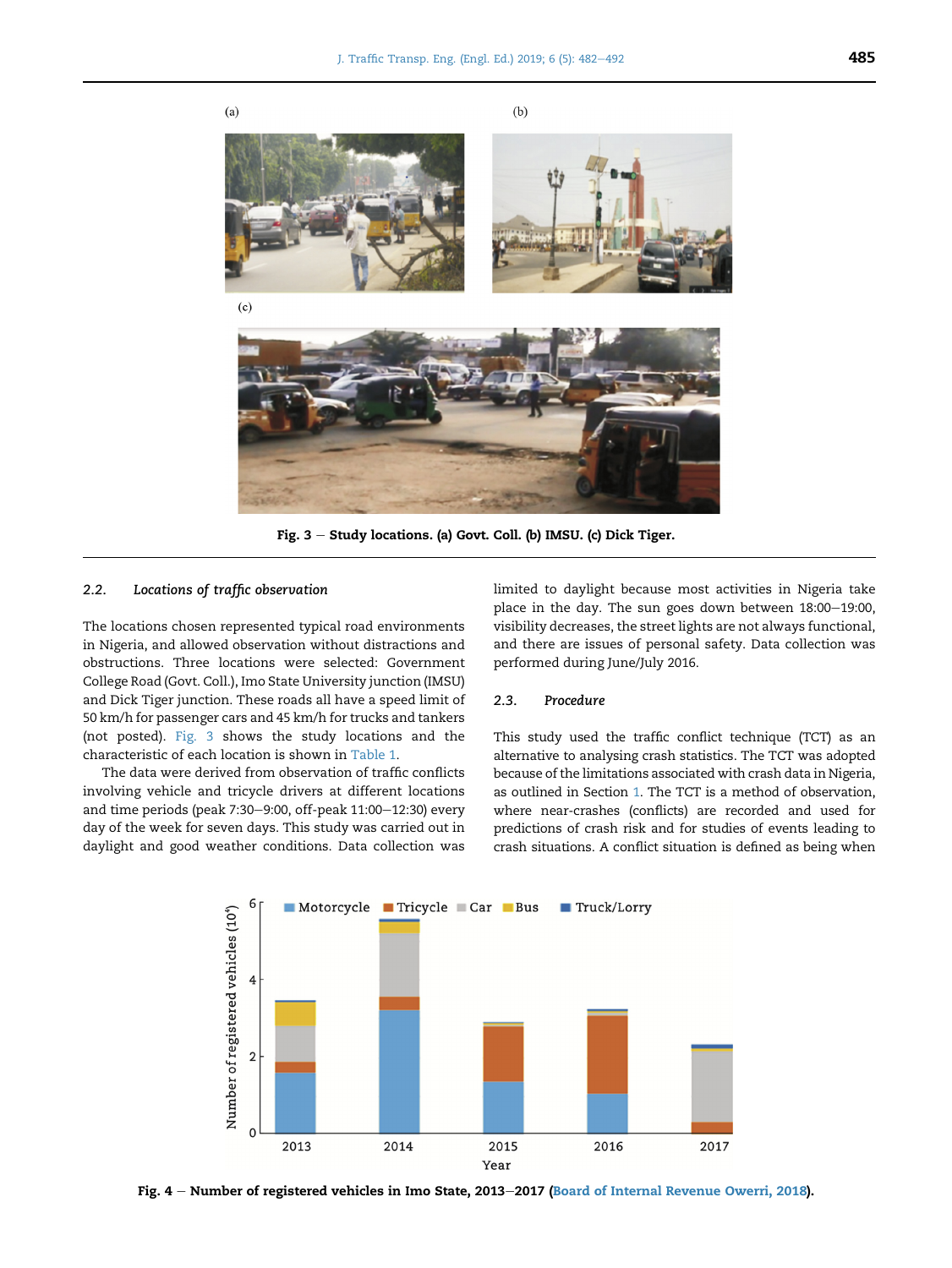(a)

(b)

(c)

**Fig. 3 – Study locations. (a) Govt. Coll. (b) IMSU. (c) Dick Tiger.**

### 2.2. Locations of traffic observation

The locations chosen represented typical road environments in Nigeria, and allowed observation without distractions and obstructions. Three locations were selected: Government College Road (Govt. Coll.), Imo State University junction (IMSU) and Dick Tiger junction. These roads all have a speed limit of 50 km/h for passenger cars and 45 km/h for trucks and tankers (not posted). Fig. 3 shows the study locations and the characteristic of each location is shown in Table 1.

The data were derived from observation of traffic conflicts involving vehicle and tricycle drivers at different locations and time periods (peak 7:30–9:00, off-peak 11:00–12:30) every day of the week for seven days. This study was carried out in daylight and good weather conditions. Data collection was limited to daylight because most activities in Nigeria take place in the day. The sun goes down between 18:00–19:00, visibility decreases, the street lights are not always functional, and there are issues of personal safety. Data collection was performed during June/July 2016.

### 2.3. Procedure

This study used the traffic conflict technique (TCT) as an alternative to analysing crash statistics. The TCT was adopted because of the limitations associated with crash data in Nigeria, as outlined in Section 1. The TCT is a method of observation, where near-crashes (conflicts) are recorded and used for predictions of crash risk and for studies of events leading to crash situations. A conflict situation is defined as being when

**Fig. 4 – Number of registered vehicles in Imo State, 2013–2017 (Board of Internal Revenue Owerri, 2018).**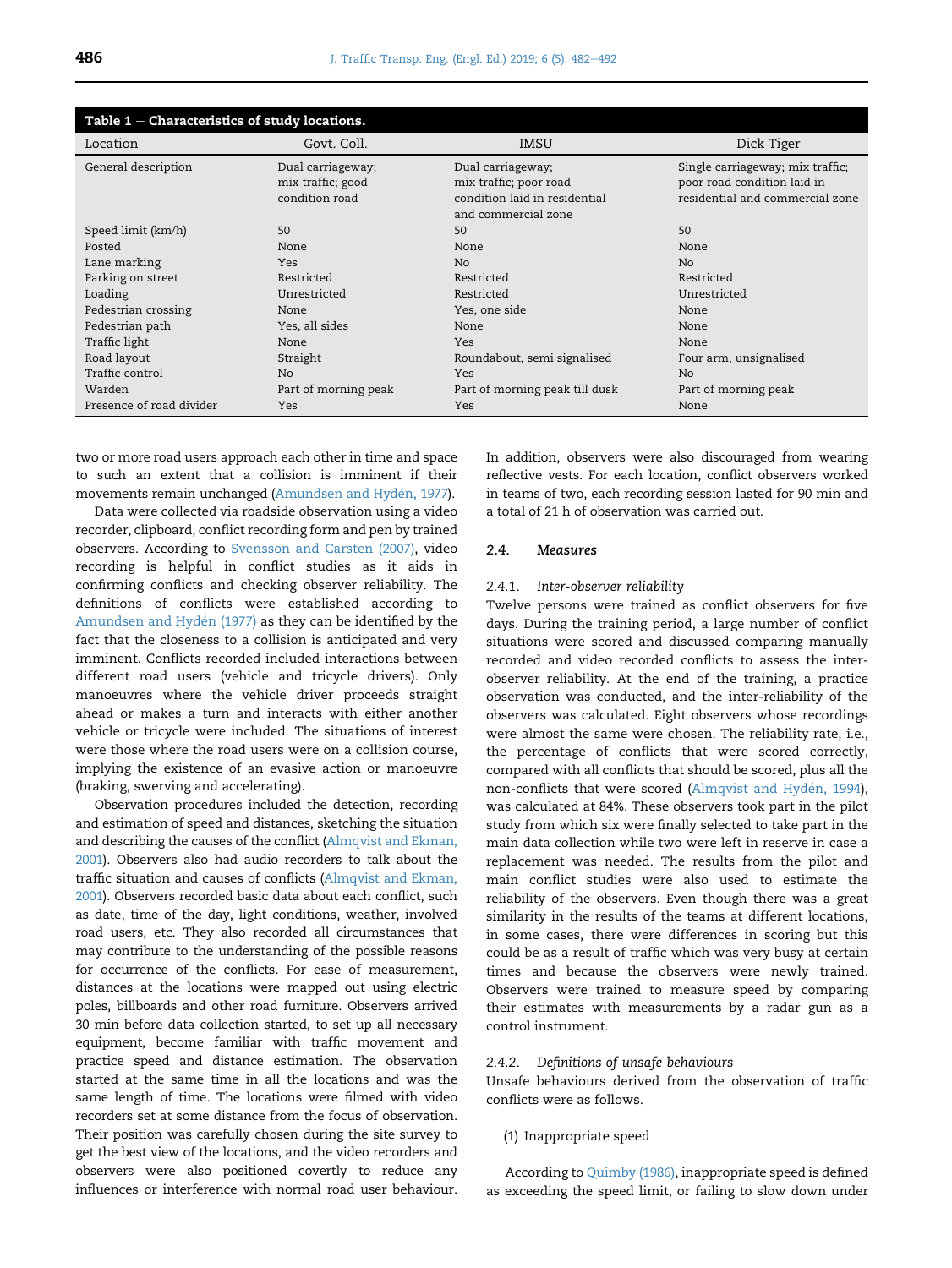**Table 1 – Characteristics of study locations.**

| Location | Govt. Coll. | IMSU | Dick Tiger |
|---|---|---|---|
| General description | Dual carriageway; mix traffic; good condition road | Dual carriageway; mix traffic; poor road condition laid in residential and commercial zone | Single carriageway; mix traffic; poor road condition laid in residential and commercial zone |
| Speed limit (km/h) | 50 | 50 | 50 |
| Posted | None | None | None |
| Lane marking | Yes | No | No |
| Parking on street | Restricted | Restricted | Restricted |
| Loading | Unrestricted | Restricted | Unrestricted |
| Pedestrian crossing | None | Yes, one side | None |
| Pedestrian path | Yes, all sides | None | None |
| Traffic light | None | Yes | None |
| Road layout | Straight | Roundabout, semi signalised | Four arm, unsignalised |
| Traffic control | No | Yes | No |
| Warden | Part of morning peak | Part of morning peak till dusk | Part of morning peak |
| Presence of road divider | Yes | Yes | None |

two or more road users approach each other in time and space to such an extent that a collision is imminent if their movements remain unchanged (Amundsen and Hydén, 1977).

Data were collected via roadside observation using a video recorder, clipboard, conflict recording form and pen by trained observers. According to Svensson and Carsten (2007), video recording is helpful in conflict studies as it aids in confirming conflicts and checking observer reliability. The definitions of conflicts were established according to Amundsen and Hydén (1977) as they can be identified by the fact that the closeness to a collision is anticipated and very imminent. Conflicts recorded included interactions between different road users (vehicle and tricycle drivers). Only manoeuvres where the vehicle driver proceeds straight ahead or makes a turn and interacts with either another vehicle or tricycle were included. The situations of interest were those where the road users were on a collision course, implying the existence of an evasive action or manoeuvre (braking, swerving and accelerating).

Observation procedures included the detection, recording and estimation of speed and distances, sketching the situation and describing the causes of the conflict (Almqvist and Ekman, 2001). Observers also had audio recorders to talk about the traffic situation and causes of conflicts (Almqvist and Ekman, 2001). Observers recorded basic data about each conflict, such as date, time of the day, light conditions, weather, involved road users, etc. They also recorded all circumstances that may contribute to the understanding of the possible reasons for occurrence of the conflicts. For ease of measurement, distances at the locations were mapped out using electric poles, billboards and other road furniture. Observers arrived 30 min before data collection started, to set up all necessary equipment, become familiar with traffic movement and practice speed and distance estimation. The observation started at the same time in all the locations and was the same length of time. The locations were filmed with video recorders set at some distance from the focus of observation. Their position was carefully chosen during the site survey to get the best view of the locations, and the video recorders and observers were also positioned covertly to reduce any influences or interference with normal road user behaviour. In addition, observers were also discouraged from wearing reflective vests. For each location, conflict observers worked in teams of two, each recording session lasted for 90 min and a total of 21 h of observation was carried out.

### 2.4. Measures

#### 2.4.1. Inter-observer reliability

Twelve persons were trained as conflict observers for five days. During the training period, a large number of conflict situations were scored and discussed comparing manually recorded and video recorded conflicts to assess the inter-observer reliability. At the end of the training, a practice observation was conducted, and the inter-reliability of the observers was calculated. Eight observers whose recordings were almost the same were chosen. The reliability rate, i.e., the percentage of conflicts that were scored correctly, compared with all conflicts that should be scored, plus all the non-conflicts that were scored (Almqvist and Hydén, 1994), was calculated at 84%. These observers took part in the pilot study from which six were finally selected to take part in the main data collection while two were left in reserve in case a replacement was needed. The results from the pilot and main conflict studies were also used to estimate the reliability of the observers. Even though there was a great similarity in the results of the teams at different locations, in some cases, there were differences in scoring but this could be as a result of traffic which was very busy at certain times and because the observers were newly trained. Observers were trained to measure speed by comparing their estimates with measurements by a radar gun as a control instrument.

#### 2.4.2. Definitions of unsafe behaviours

Unsafe behaviours derived from the observation of traffic conflicts were as follows.

(1) Inappropriate speed

According to Quimby (1986), inappropriate speed is defined as exceeding the speed limit, or failing to slow down under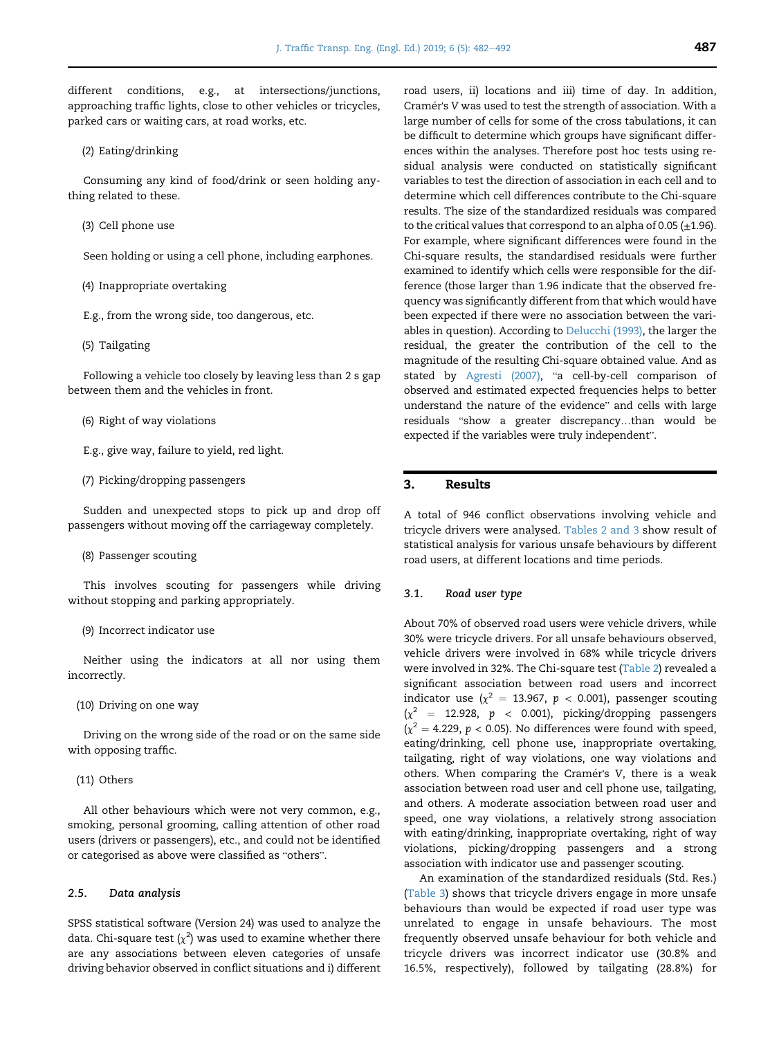different conditions, e.g., at intersections/junctions, approaching traffic lights, close to other vehicles or tricycles, parked cars or waiting cars, at road works, etc.

(2) Eating/drinking

Consuming any kind of food/drink or seen holding anything related to these.

(3) Cell phone use

Seen holding or using a cell phone, including earphones.

(4) Inappropriate overtaking

E.g., from the wrong side, too dangerous, etc.

(5) Tailgating

Following a vehicle too closely by leaving less than 2 s gap between them and the vehicles in front.

(6) Right of way violations

E.g., give way, failure to yield, red light.

(7) Picking/dropping passengers

Sudden and unexpected stops to pick up and drop off passengers without moving off the carriageway completely.

(8) Passenger scouting

This involves scouting for passengers while driving without stopping and parking appropriately.

(9) Incorrect indicator use

Neither using the indicators at all nor using them incorrectly.

(10) Driving on one way

Driving on the wrong side of the road or on the same side with opposing traffic.

(11) Others

All other behaviours which were not very common, e.g., smoking, personal grooming, calling attention of other road users (drivers or passengers), etc., and could not be identified or categorised as above were classified as "others".

### 2.5. Data analysis

SPSS statistical software (Version 24) was used to analyze the data. Chi-square test ($\chi^2$) was used to examine whether there are any associations between eleven categories of unsafe driving behavior observed in conflict situations and i) different road users, ii) locations and iii) time of day. In addition, Cramér's V was used to test the strength of association. With a large number of cells for some of the cross tabulations, it can be difficult to determine which groups have significant differences within the analyses. Therefore post hoc tests using residual analysis were conducted on statistically significant variables to test the direction of association in each cell and to determine which cell differences contribute to the Chi-square results. The size of the standardized residuals was compared to the critical values that correspond to an alpha of 0.05 ($\pm$1.96). For example, where significant differences were found in the Chi-square results, the standardised residuals were further examined to identify which cells were responsible for the difference (those larger than 1.96 indicate that the observed frequency was significantly different from that which would have been expected if there were no association between the variables in question). According to Delucchi (1993), the larger the residual, the greater the contribution of the cell to the magnitude of the resulting Chi-square obtained value. And as stated by Agresti (2007), "a cell-by-cell comparison of observed and estimated expected frequencies helps to better understand the nature of the evidence" and cells with large residuals "show a greater discrepancy…than would be expected if the variables were truly independent".

## 3. Results

A total of 946 conflict observations involving vehicle and tricycle drivers were analysed. Tables 2 and 3 show result of statistical analysis for various unsafe behaviours by different road users, at different locations and time periods.

### 3.1. Road user type

About 70% of observed road users were vehicle drivers, while 30% were tricycle drivers. For all unsafe behaviours observed, vehicle drivers were involved in 68% while tricycle drivers were involved in 32%. The Chi-square test (Table 2) revealed a significant association between road users and incorrect indicator use ($\chi^2 = 13.967$, $p < 0.001$), passenger scouting ($\chi^2 = 12.928$, $p < 0.001$), picking/dropping passengers ($\chi^2 = 4.229$, $p < 0.05$). No differences were found with speed, eating/drinking, cell phone use, inappropriate overtaking, tailgating, right of way violations, one way violations and others. When comparing the Cramér's V, there is a weak association between road user and cell phone use, tailgating, and others. A moderate association between road user and speed, one way violations, a relatively strong association with eating/drinking, inappropriate overtaking, right of way violations, picking/dropping passengers and a strong association with indicator use and passenger scouting.

An examination of the standardized residuals (Std. Res.) (Table 3) shows that tricycle drivers engage in more unsafe behaviours than would be expected if road user type was unrelated to engage in unsafe behaviours. The most frequently observed unsafe behaviour for both vehicle and tricycle drivers was incorrect indicator use (30.8% and 16.5%, respectively), followed by tailgating (28.8%) for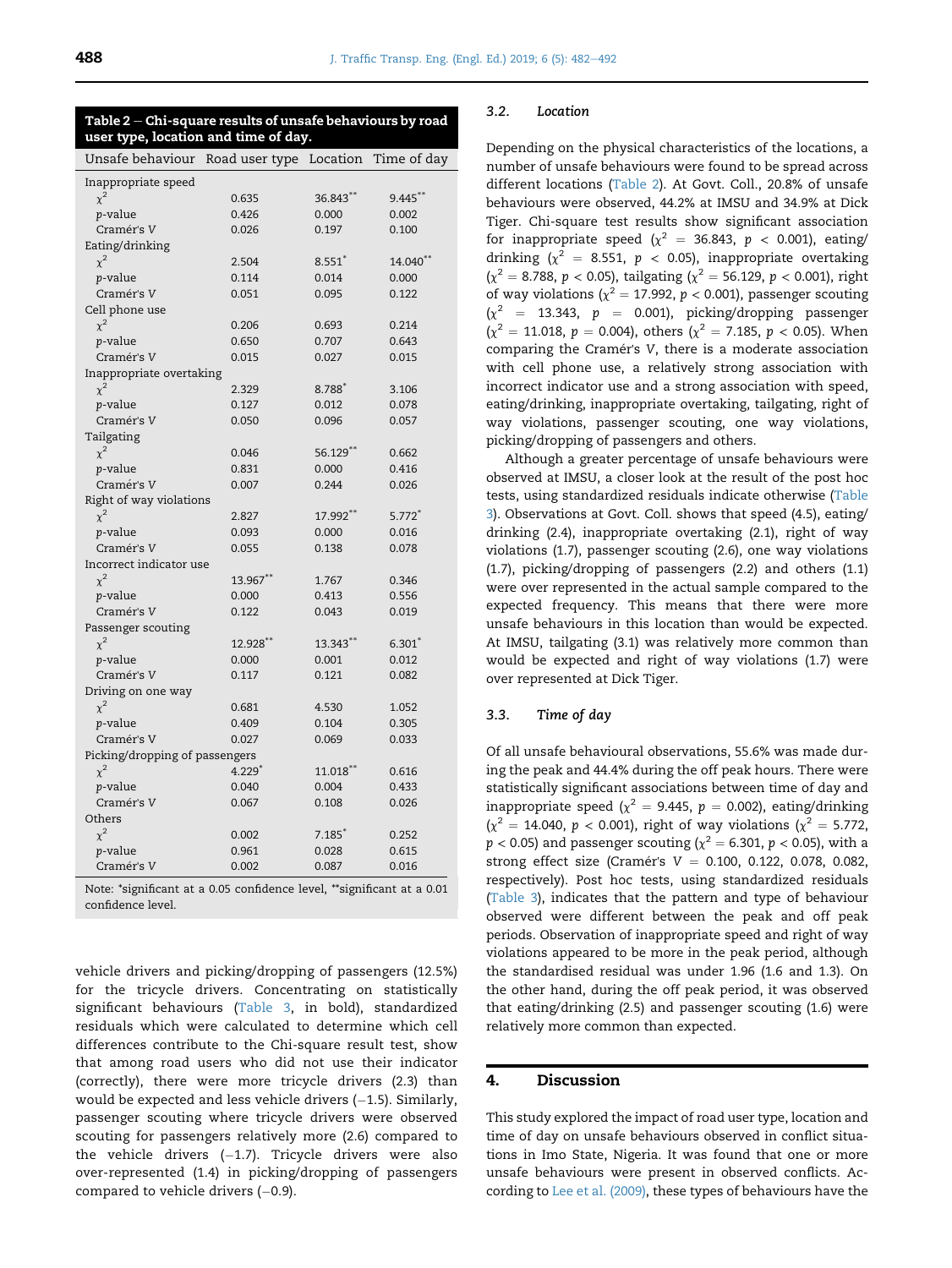**Table 2 – Chi-square results of unsafe behaviours by road user type, location and time of day.**

| Unsafe behaviour | Road user type | Location | Time of day |
|---|---|---|---|
| Inappropriate speed | | | |
| $\chi^2$ | 0.635 | 36.843** | 9.445** |
| $p$-value | 0.426 | 0.000 | 0.002 |
| Cramér's V | 0.026 | 0.197 | 0.100 |
| Eating/drinking | | | |
| $\chi^2$ | 2.504 | 8.551* | 14.040** |
| $p$-value | 0.114 | 0.014 | 0.000 |
| Cramér's V | 0.051 | 0.095 | 0.122 |
| Cell phone use | | | |
| $\chi^2$ | 0.206 | 0.693 | 0.214 |
| $p$-value | 0.650 | 0.707 | 0.643 |
| Cramér's V | 0.015 | 0.027 | 0.015 |
| Inappropriate overtaking | | | |
| $\chi^2$ | 2.329 | 8.788* | 3.106 |
| $p$-value | 0.127 | 0.012 | 0.078 |
| Cramér's V | 0.050 | 0.096 | 0.057 |
| Tailgating | | | |
| $\chi^2$ | 0.046 | 56.129** | 0.662 |
| $p$-value | 0.831 | 0.000 | 0.416 |
| Cramér's V | 0.007 | 0.244 | 0.026 |
| Right of way violations | | | |
| $\chi^2$ | 2.827 | 17.992** | 5.772* |
| $p$-value | 0.093 | 0.000 | 0.016 |
| Cramér's V | 0.055 | 0.138 | 0.078 |
| Incorrect indicator use | | | |
| $\chi^2$ | 13.967** | 1.767 | 0.346 |
| $p$-value | 0.000 | 0.413 | 0.556 |
| Cramér's V | 0.122 | 0.043 | 0.019 |
| Passenger scouting | | | |
| $\chi^2$ | 12.928** | 13.343** | 6.301* |
| $p$-value | 0.000 | 0.001 | 0.012 |
| Cramér's V | 0.117 | 0.121 | 0.082 |
| Driving on one way | | | |
| $\chi^2$ | 0.681 | 4.530 | 1.052 |
| $p$-value | 0.409 | 0.104 | 0.305 |
| Cramér's V | 0.027 | 0.069 | 0.033 |
| Picking/dropping of passengers | | | |
| $\chi^2$ | 4.229* | 11.018** | 0.616 |
| $p$-value | 0.040 | 0.004 | 0.433 |
| Cramér's V | 0.067 | 0.108 | 0.026 |
| Others | | | |
| $\chi^2$ | 0.002 | 7.185* | 0.252 |
| $p$-value | 0.961 | 0.028 | 0.615 |
| Cramér's V | 0.002 | 0.087 | 0.016 |

Note: *significant at a 0.05 confidence level, **significant at a 0.01 confidence level.

vehicle drivers and picking/dropping of passengers (12.5%) for the tricycle drivers. Concentrating on statistically significant behaviours (Table 3, in bold), standardized residuals which were calculated to determine which cell differences contribute to the Chi-square result test, show that among road users who did not use their indicator (correctly), there were more tricycle drivers (2.3) than would be expected and less vehicle drivers (−1.5). Similarly, passenger scouting where tricycle drivers were observed scouting for passengers relatively more (2.6) compared to the vehicle drivers (−1.7). Tricycle drivers were also over-represented (1.4) in picking/dropping of passengers compared to vehicle drivers (−0.9).

### 3.2. Location

Depending on the physical characteristics of the locations, a number of unsafe behaviours were found to be spread across different locations (Table 2). At Govt. Coll., 20.8% of unsafe behaviours were observed, 44.2% at IMSU and 34.9% at Dick Tiger. Chi-square test results show significant association for inappropriate speed ($\chi^2 = 36.843$, $p < 0.001$), eating/drinking ($\chi^2 = 8.551$, $p < 0.05$), inappropriate overtaking ($\chi^2 = 8.788$, $p < 0.05$), tailgating ($\chi^2 = 56.129$, $p < 0.001$), right of way violations ($\chi^2 = 17.992$, $p < 0.001$), passenger scouting ($\chi^2 = 13.343$, $p = 0.001$), picking/dropping passenger ($\chi^2 = 11.018$, $p = 0.004$), others ($\chi^2 = 7.185$, $p < 0.05$). When comparing the Cramér's V, there is a moderate association with cell phone use, a relatively strong association with incorrect indicator use and a strong association with speed, eating/drinking, inappropriate overtaking, tailgating, right of way violations, passenger scouting, one way violations, picking/dropping of passengers and others.

Although a greater percentage of unsafe behaviours were observed at IMSU, a closer look at the result of the post hoc tests, using standardized residuals indicate otherwise (Table 3). Observations at Govt. Coll. shows that speed (4.5), eating/drinking (2.4), inappropriate overtaking (2.1), right of way violations (1.7), passenger scouting (2.6), one way violations (1.7), picking/dropping of passengers (2.2) and others (1.1) were over represented in the actual sample compared to the expected frequency. This means that there were more unsafe behaviours in this location than would be expected. At IMSU, tailgating (3.1) was relatively more common than would be expected and right of way violations (1.7) were over represented at Dick Tiger.

### 3.3. Time of day

Of all unsafe behavioural observations, 55.6% was made during the peak and 44.4% during the off peak hours. There were statistically significant associations between time of day and inappropriate speed ($\chi^2 = 9.445$, $p = 0.002$), eating/drinking ($\chi^2 = 14.040$, $p < 0.001$), right of way violations ($\chi^2 = 5.772$, $p < 0.05$) and passenger scouting ($\chi^2 = 6.301$, $p < 0.05$), with a strong effect size (Cramér's V = 0.100, 0.122, 0.078, 0.082, respectively). Post hoc tests, using standardized residuals (Table 3), indicates that the pattern and type of behaviour observed were different between the peak and off peak periods. Observation of inappropriate speed and right of way violations appeared to be more in the peak period, although the standardised residual was under 1.96 (1.6 and 1.3). On the other hand, during the off peak period, it was observed that eating/drinking (2.5) and passenger scouting (1.6) were relatively more common than expected.

## 4. Discussion

This study explored the impact of road user type, location and time of day on unsafe behaviours observed in conflict situations in Imo State, Nigeria. It was found that one or more unsafe behaviours were present in observed conflicts. According to Lee et al. (2009), these types of behaviours have the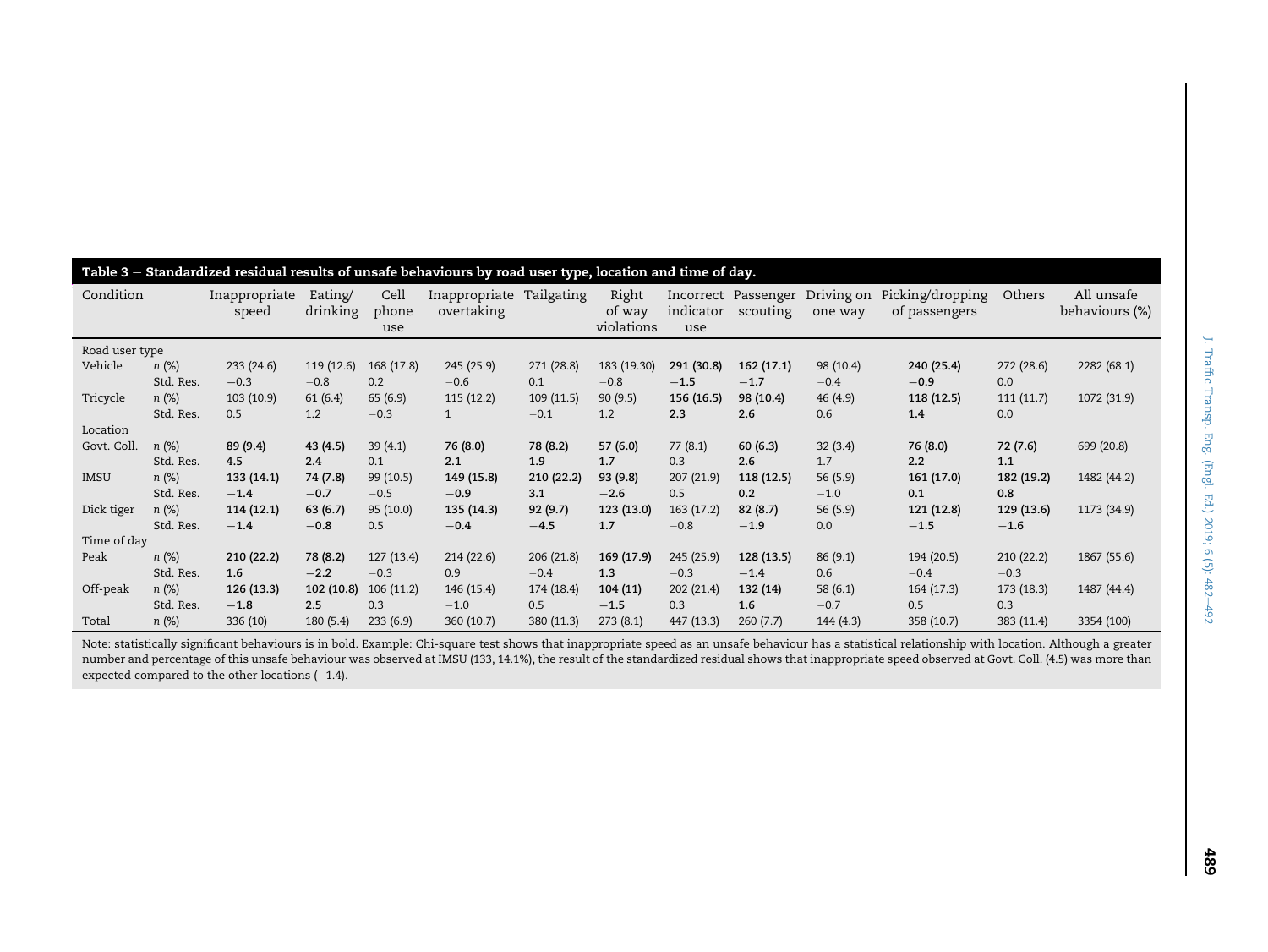**Table 3 − Standardized residual results of unsafe behaviours by road user type, location and time of day.**

| Condition | | Inappropriate speed | Eating/ drinking | Cell phone use | Inappropriate overtaking | Tailgating | Right of way violations | Incorrect indicator use | Passenger scouting | Driving on one way | Picking/dropping of passengers | Others | All unsafe behaviours (%) |
|---|---|---|---|---|---|---|---|---|---|---|---|---|---|
| Road user type | | | | | | | | | | | | | |
| Vehicle | *n* (%) | 233 (24.6) | 119 (12.6) | 168 (17.8) | 245 (25.9) | 271 (28.8) | 183 (19.30) | **291 (30.8)** | **162 (17.1)** | 98 (10.4) | **240 (25.4)** | 272 (28.6) | 2282 (68.1) |
| | Std. Res. | −0.3 | −0.8 | 0.2 | −0.6 | 0.1 | −0.8 | **−1.5** | **−1.7** | −0.4 | **−0.9** | 0.0 | |
| Tricycle | *n* (%) | 103 (10.9) | 61 (6.4) | 65 (6.9) | 115 (12.2) | 109 (11.5) | 90 (9.5) | **156 (16.5)** | **98 (10.4)** | 46 (4.9) | **118 (12.5)** | 111 (11.7) | 1072 (31.9) |
| | Std. Res. | 0.5 | 1.2 | −0.3 | 1 | −0.1 | 1.2 | **2.3** | **2.6** | 0.6 | **1.4** | 0.0 | |
| Location | | | | | | | | | | | | | |
| Govt. Coll. | *n* (%) | **89 (9.4)** | **43 (4.5)** | 39 (4.1) | **76 (8.0)** | **78 (8.2)** | **57 (6.0)** | 77 (8.1) | **60 (6.3)** | 32 (3.4) | **76 (8.0)** | **72 (7.6)** | 699 (20.8) |
| | Std. Res. | **4.5** | **2.4** | 0.1 | **2.1** | **1.9** | **1.7** | 0.3 | **2.6** | 1.7 | **2.2** | **1.1** | |
| IMSU | *n* (%) | **133 (14.1)** | **74 (7.8)** | 99 (10.5) | **149 (15.8)** | **210 (22.2)** | **93 (9.8)** | 207 (21.9) | **118 (12.5)** | 56 (5.9) | **161 (17.0)** | **182 (19.2)** | 1482 (44.2) |
| | Std. Res. | **−1.4** | **−0.7** | −0.5 | **−0.9** | **3.1** | **−2.6** | 0.5 | **0.2** | −1.0 | **0.1** | **0.8** | |
| Dick tiger | *n* (%) | **114 (12.1)** | **63 (6.7)** | 95 (10.0) | **135 (14.3)** | **92 (9.7)** | **123 (13.0)** | 163 (17.2) | **82 (8.7)** | 56 (5.9) | **121 (12.8)** | **129 (13.6)** | 1173 (34.9) |
| | Std. Res. | **−1.4** | **−0.8** | 0.5 | **−0.4** | **−4.5** | **1.7** | −0.8 | **−1.9** | 0.0 | **−1.5** | **−1.6** | |
| Time of day | | | | | | | | | | | | | |
| Peak | *n* (%) | **210 (22.2)** | **78 (8.2)** | 127 (13.4) | 214 (22.6) | 206 (21.8) | **169 (17.9)** | 245 (25.9) | **128 (13.5)** | 86 (9.1) | 194 (20.5) | 210 (22.2) | 1867 (55.6) |
| | Std. Res. | **1.6** | **−2.2** | −0.3 | 0.9 | −0.4 | **1.3** | −0.3 | **−1.4** | 0.6 | −0.4 | −0.3 | |
| Off-peak | *n* (%) | **126 (13.3)** | **102 (10.8)** | 106 (11.2) | 146 (15.4) | 174 (18.4) | **104 (11)** | 202 (21.4) | **132 (14)** | 58 (6.1) | 164 (17.3) | 173 (18.3) | 1487 (44.4) |
| | Std. Res. | **−1.8** | **2.5** | 0.3 | −1.0 | 0.5 | **−1.5** | 0.3 | **1.6** | −0.7 | 0.5 | 0.3 | |
| Total | *n* (%) | 336 (10) | 180 (5.4) | 233 (6.9) | 360 (10.7) | 380 (11.3) | 273 (8.1) | 447 (13.3) | 260 (7.7) | 144 (4.3) | 358 (10.7) | 383 (11.4) | 3354 (100) |

Note: statistically significant behaviours is in bold. Example: Chi-square test shows that inappropriate speed as an unsafe behaviour has a statistical relationship with location. Although a greater number and percentage of this unsafe behaviour was observed at IMSU (133, 14.1%), the result of the standardized residual shows that inappropriate speed observed at Govt. Coll. (4.5) was more than expected compared to the other locations (−1.4).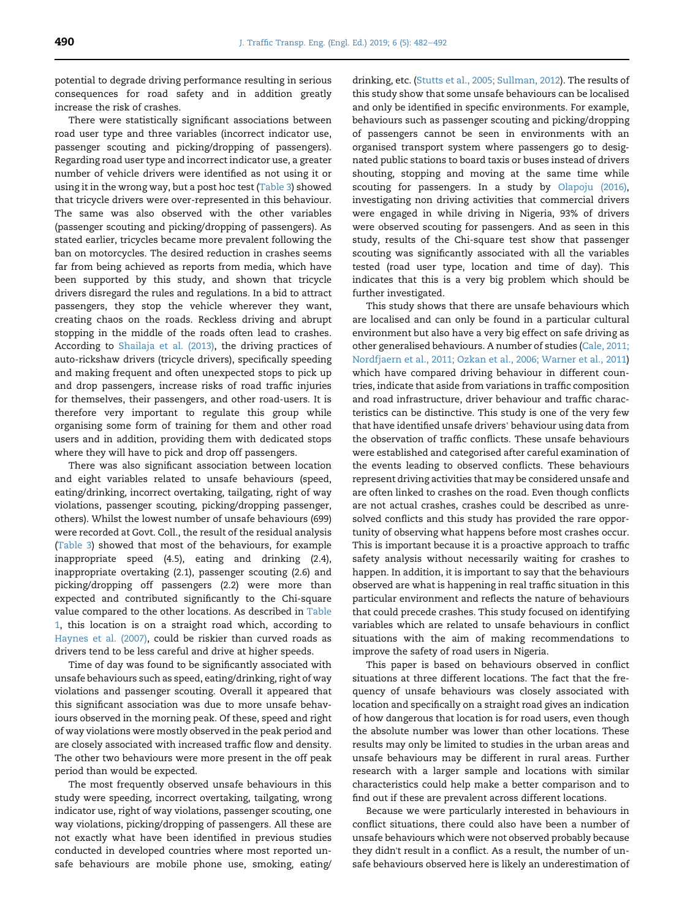potential to degrade driving performance resulting in serious consequences for road safety and in addition greatly increase the risk of crashes.

There were statistically significant associations between road user type and three variables (incorrect indicator use, passenger scouting and picking/dropping of passengers). Regarding road user type and incorrect indicator use, a greater number of vehicle drivers were identified as not using it or using it in the wrong way, but a post hoc test (Table 3) showed that tricycle drivers were over-represented in this behaviour. The same was also observed with the other variables (passenger scouting and picking/dropping of passengers). As stated earlier, tricycles became more prevalent following the ban on motorcycles. The desired reduction in crashes seems far from being achieved as reports from media, which have been supported by this study, and shown that tricycle drivers disregard the rules and regulations. In a bid to attract passengers, they stop the vehicle wherever they want, creating chaos on the roads. Reckless driving and abrupt stopping in the middle of the roads often lead to crashes. According to Shailaja et al. (2013), the driving practices of auto-rickshaw drivers (tricycle drivers), specifically speeding and making frequent and often unexpected stops to pick up and drop passengers, increase risks of road traffic injuries for themselves, their passengers, and other road-users. It is therefore very important to regulate this group while organising some form of training for them and other road users and in addition, providing them with dedicated stops where they will have to pick and drop off passengers.

There was also significant association between location and eight variables related to unsafe behaviours (speed, eating/drinking, incorrect overtaking, tailgating, right of way violations, passenger scouting, picking/dropping passenger, others). Whilst the lowest number of unsafe behaviours (699) were recorded at Govt. Coll., the result of the residual analysis (Table 3) showed that most of the behaviours, for example inappropriate speed (4.5), eating and drinking (2.4), inappropriate overtaking (2.1), passenger scouting (2.6) and picking/dropping off passengers (2.2) were more than expected and contributed significantly to the Chi-square value compared to the other locations. As described in Table 1, this location is on a straight road which, according to Haynes et al. (2007), could be riskier than curved roads as drivers tend to be less careful and drive at higher speeds.

Time of day was found to be significantly associated with unsafe behaviours such as speed, eating/drinking, right of way violations and passenger scouting. Overall it appeared that this significant association was due to more unsafe behaviours observed in the morning peak. Of these, speed and right of way violations were mostly observed in the peak period and are closely associated with increased traffic flow and density. The other two behaviours were more present in the off peak period than would be expected.

The most frequently observed unsafe behaviours in this study were speeding, incorrect overtaking, tailgating, wrong indicator use, right of way violations, passenger scouting, one way violations, picking/dropping of passengers. All these are not exactly what have been identified in previous studies conducted in developed countries where most reported unsafe behaviours are mobile phone use, smoking, eating/drinking, etc. (Stutts et al., 2005; Sullman, 2012). The results of this study show that some unsafe behaviours can be localised and only be identified in specific environments. For example, behaviours such as passenger scouting and picking/dropping of passengers cannot be seen in environments with an organised transport system where passengers go to designated public stations to board taxis or buses instead of drivers shouting, stopping and moving at the same time while scouting for passengers. In a study by Olapoju (2016), investigating non driving activities that commercial drivers were engaged in while driving in Nigeria, 93% of drivers were observed scouting for passengers. And as seen in this study, results of the Chi-square test show that passenger scouting was significantly associated with all the variables tested (road user type, location and time of day). This indicates that this is a very big problem which should be further investigated.

This study shows that there are unsafe behaviours which are localised and can only be found in a particular cultural environment but also have a very big effect on safe driving as other generalised behaviours. A number of studies (Cale, 2011; Nordfjaern et al., 2011; Ozkan et al., 2006; Warner et al., 2011) which have compared driving behaviour in different countries, indicate that aside from variations in traffic composition and road infrastructure, driver behaviour and traffic characteristics can be distinctive. This study is one of the very few that have identified unsafe drivers' behaviour using data from the observation of traffic conflicts. These unsafe behaviours were established and categorised after careful examination of the events leading to observed conflicts. These behaviours represent driving activities that may be considered unsafe and are often linked to crashes on the road. Even though conflicts are not actual crashes, crashes could be described as unresolved conflicts and this study has provided the rare opportunity of observing what happens before most crashes occur. This is important because it is a proactive approach to traffic safety analysis without necessarily waiting for crashes to happen. In addition, it is important to say that the behaviours observed are what is happening in real traffic situation in this particular environment and reflects the nature of behaviours that could precede crashes. This study focused on identifying variables which are related to unsafe behaviours in conflict situations with the aim of making recommendations to improve the safety of road users in Nigeria.

This paper is based on behaviours observed in conflict situations at three different locations. The fact that the frequency of unsafe behaviours was closely associated with location and specifically on a straight road gives an indication of how dangerous that location is for road users, even though the absolute number was lower than other locations. These results may only be limited to studies in the urban areas and unsafe behaviours may be different in rural areas. Further research with a larger sample and locations with similar characteristics could help make a better comparison and to find out if these are prevalent across different locations.

Because we were particularly interested in behaviours in conflict situations, there could also have been a number of unsafe behaviours which were not observed probably because they didn't result in a conflict. As a result, the number of unsafe behaviours observed here is likely an underestimation of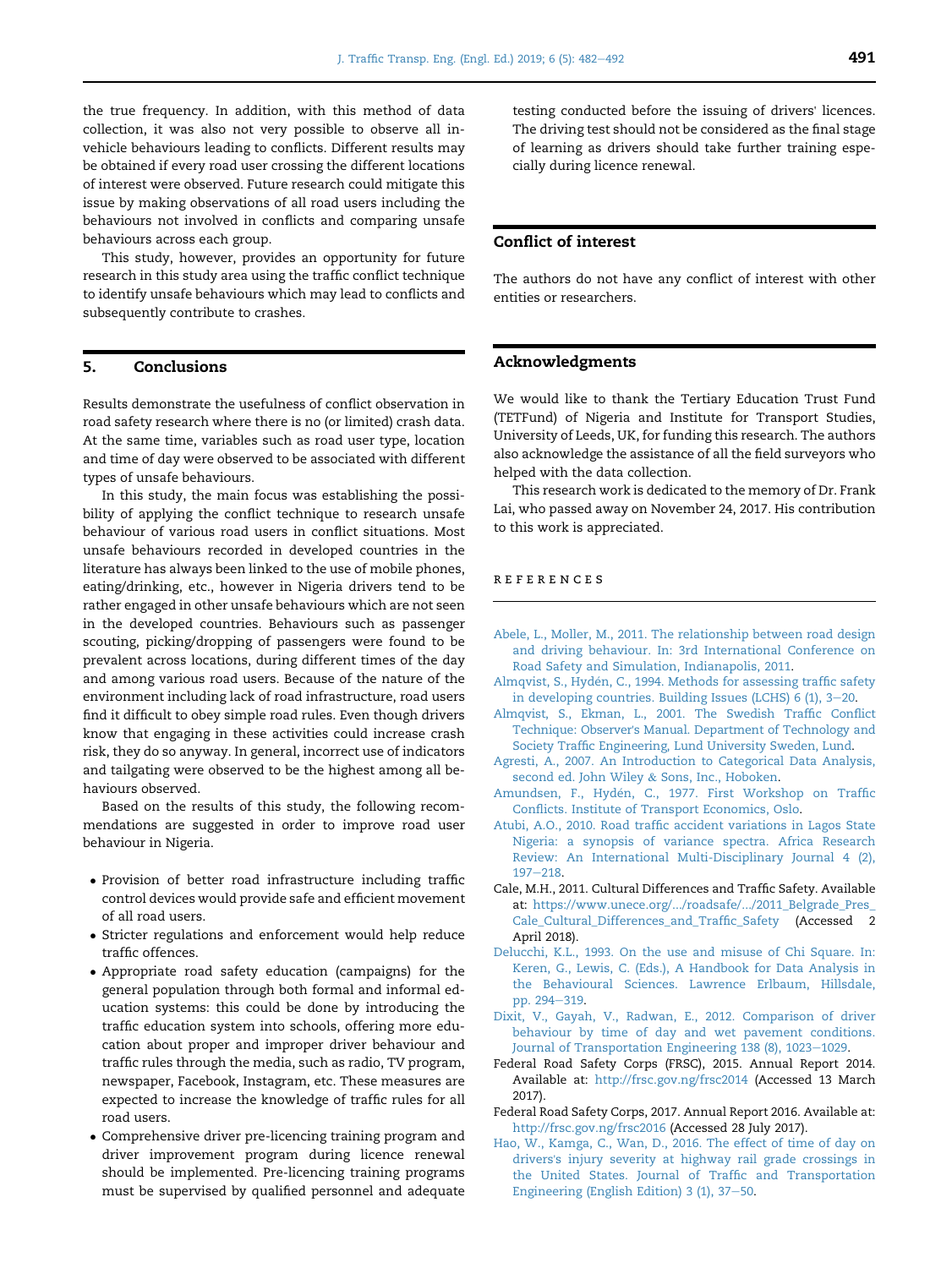the true frequency. In addition, with this method of data collection, it was also not very possible to observe all in-vehicle behaviours leading to conflicts. Different results may be obtained if every road user crossing the different locations of interest were observed. Future research could mitigate this issue by making observations of all road users including the behaviours not involved in conflicts and comparing unsafe behaviours across each group.

This study, however, provides an opportunity for future research in this study area using the traffic conflict technique to identify unsafe behaviours which may lead to conflicts and subsequently contribute to crashes.

## 5. Conclusions

Results demonstrate the usefulness of conflict observation in road safety research where there is no (or limited) crash data. At the same time, variables such as road user type, location and time of day were observed to be associated with different types of unsafe behaviours.

In this study, the main focus was establishing the possibility of applying the conflict technique to research unsafe behaviour of various road users in conflict situations. Most unsafe behaviours recorded in developed countries in the literature has always been linked to the use of mobile phones, eating/drinking, etc., however in Nigeria drivers tend to be rather engaged in other unsafe behaviours which are not seen in the developed countries. Behaviours such as passenger scouting, picking/dropping of passengers were found to be prevalent across locations, during different times of the day and among various road users. Because of the nature of the environment including lack of road infrastructure, road users find it difficult to obey simple road rules. Even though drivers know that engaging in these activities could increase crash risk, they do so anyway. In general, incorrect use of indicators and tailgating were observed to be the highest among all behaviours observed.

Based on the results of this study, the following recommendations are suggested in order to improve road user behaviour in Nigeria.

- Provision of better road infrastructure including traffic control devices would provide safe and efficient movement of all road users.
- Stricter regulations and enforcement would help reduce traffic offences.
- Appropriate road safety education (campaigns) for the general population through both formal and informal education systems: this could be done by introducing the traffic education system into schools, offering more education about proper and improper driver behaviour and traffic rules through the media, such as radio, TV program, newspaper, Facebook, Instagram, etc. These measures are expected to increase the knowledge of traffic rules for all road users.
- Comprehensive driver pre-licencing training program and driver improvement program during licence renewal should be implemented. Pre-licencing training programs must be supervised by qualified personnel and adequate testing conducted before the issuing of drivers' licences. The driving test should not be considered as the final stage of learning as drivers should take further training especially during licence renewal.

## Conflict of interest

The authors do not have any conflict of interest with other entities or researchers.

## Acknowledgments

We would like to thank the Tertiary Education Trust Fund (TETFund) of Nigeria and Institute for Transport Studies, University of Leeds, UK, for funding this research. The authors also acknowledge the assistance of all the field surveyors who helped with the data collection.

This research work is dedicated to the memory of Dr. Frank Lai, who passed away on November 24, 2017. His contribution to this work is appreciated.

## REFERENCES

Abele, L., Moller, M., 2011. The relationship between road design and driving behaviour. In: 3rd International Conference on Road Safety and Simulation, Indianapolis, 2011.

Almqvist, S., Hydén, C., 1994. Methods for assessing traffic safety in developing countries. Building Issues (LCHS) 6 (1), 3–20.

Almqvist, S., Ekman, L., 2001. The Swedish Traffic Conflict Technique: Observer's Manual. Department of Technology and Society Traffic Engineering, Lund University Sweden, Lund.

Agresti, A., 2007. An Introduction to Categorical Data Analysis, second ed. John Wiley & Sons, Inc., Hoboken.

Amundsen, F., Hydén, C., 1977. First Workshop on Traffic Conflicts. Institute of Transport Economics, Oslo.

Atubi, A.O., 2010. Road traffic accident variations in Lagos State Nigeria: a synopsis of variance spectra. Africa Research Review: An International Multi-Disciplinary Journal 4 (2), 197–218.

Cale, M.H., 2011. Cultural Differences and Traffic Safety. Available at: https://www.unece.org/.../roadsafe/.../2011_Belgrade_Pres_Cale_Cultural_Differences_and_Traffic_Safety (Accessed 2 April 2018).

Delucchi, K.L., 1993. On the use and misuse of Chi Square. In: Keren, G., Lewis, C. (Eds.), A Handbook for Data Analysis in the Behavioural Sciences. Lawrence Erlbaum, Hillsdale, pp. 294–319.

Dixit, V., Gayah, V., Radwan, E., 2012. Comparison of driver behaviour by time of day and wet pavement conditions. Journal of Transportation Engineering 138 (8), 1023–1029.

Federal Road Safety Corps (FRSC), 2015. Annual Report 2014. Available at: http://frsc.gov.ng/frsc2014 (Accessed 13 March 2017).

Federal Road Safety Corps, 2017. Annual Report 2016. Available at: http://frsc.gov.ng/frsc2016 (Accessed 28 July 2017).

Hao, W., Kamga, C., Wan, D., 2016. The effect of time of day on drivers's injury severity at highway rail grade crossings in the United States. Journal of Traffic and Transportation Engineering (English Edition) 3 (1), 37–50.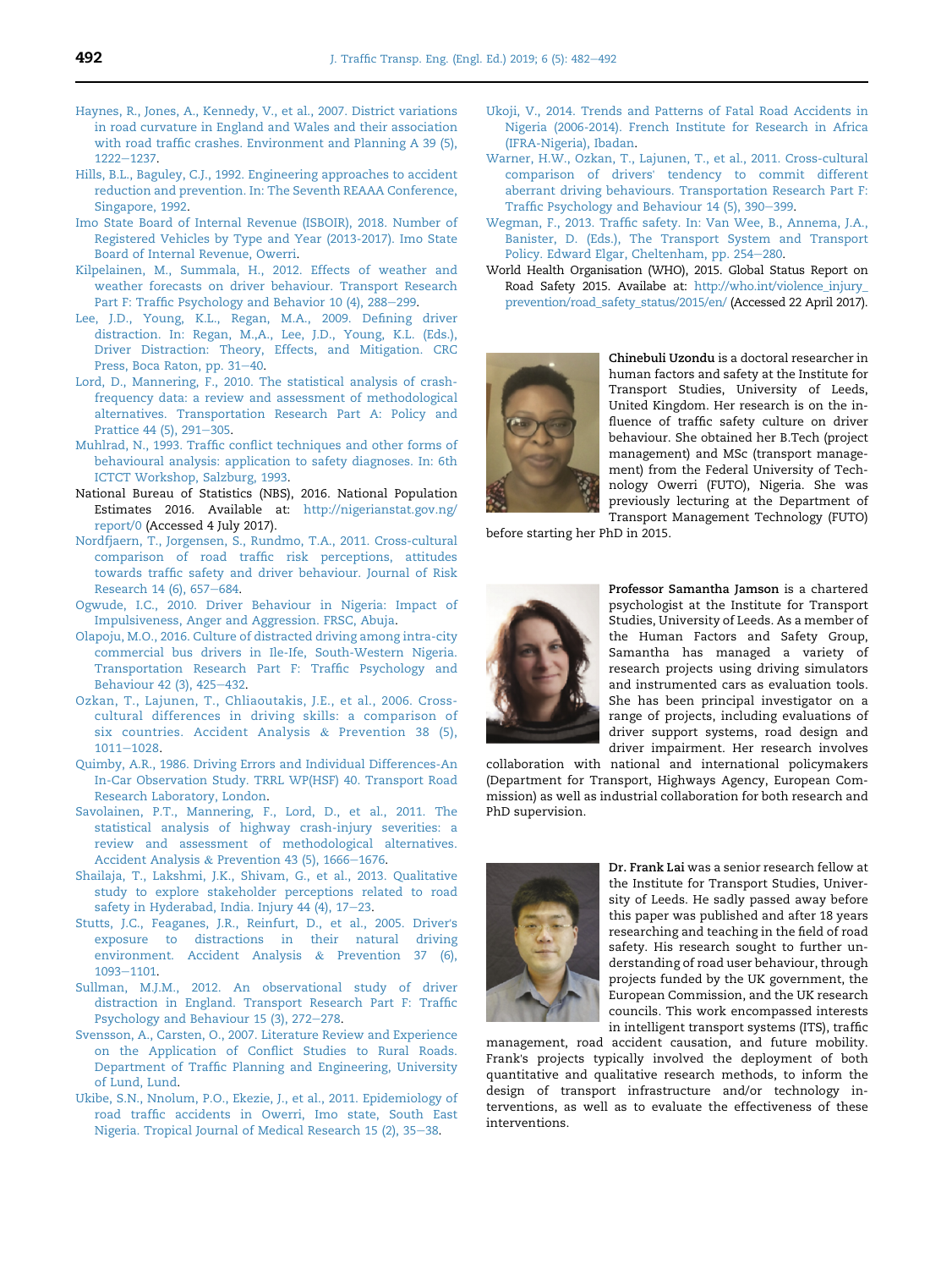Haynes, R., Jones, A., Kennedy, V., et al., 2007. District variations in road curvature in England and Wales and their association with road traffic crashes. Environment and Planning A 39 (5), 1222–1237.

Hills, B.L., Baguley, C.J., 1992. Engineering approaches to accident reduction and prevention. In: The Seventh REAAA Conference, Singapore, 1992.

Imo State Board of Internal Revenue (ISBOIR), 2018. Number of Registered Vehicles by Type and Year (2013-2017). Imo State Board of Internal Revenue, Owerri.

Kilpelainen, M., Summala, H., 2012. Effects of weather and weather forecasts on driver behaviour. Transport Research Part F: Traffic Psychology and Behavior 10 (4), 288–299.

Lee, J.D., Young, K.L., Regan, M.A., 2009. Defining driver distraction. In: Regan, M.,A., Lee, J.D., Young, K.L. (Eds.), Driver Distraction: Theory, Effects, and Mitigation. CRC Press, Boca Raton, pp. 31–40.

Lord, D., Mannering, F., 2010. The statistical analysis of crash-frequency data: a review and assessment of methodological alternatives. Transportation Research Part A: Policy and Prattice 44 (5), 291–305.

Muhlrad, N., 1993. Traffic conflict techniques and other forms of behavioural analysis: application to safety diagnoses. In: 6th ICTCT Workshop, Salzburg, 1993.

National Bureau of Statistics (NBS), 2016. National Population Estimates 2016. Available at: http://nigerianstat.gov.ng/report/0 (Accessed 4 July 2017).

Nordfjaern, T., Jorgensen, S., Rundmo, T.A., 2011. Cross-cultural comparison of road traffic risk perceptions, attitudes towards traffic safety and driver behaviour. Journal of Risk Research 14 (6), 657–684.

Ogwude, I.C., 2010. Driver Behaviour in Nigeria: Impact of Impulsiveness, Anger and Aggression. FRSC, Abuja.

Olapoju, M.O., 2016. Culture of distracted driving among intra-city commercial bus drivers in Ile-Ife, South-Western Nigeria. Transportation Research Part F: Traffic Psychology and Behaviour 42 (3), 425–432.

Ozkan, T., Lajunen, T., Chliaoutakis, J.E., et al., 2006. Cross-cultural differences in driving skills: a comparison of six countries. Accident Analysis & Prevention 38 (5), 1011–1028.

Quimby, A.R., 1986. Driving Errors and Individual Differences-An In-Car Observation Study. TRRL WP(HSF) 40. Transport Road Research Laboratory, London.

Savolainen, P.T., Mannering, F., Lord, D., et al., 2011. The statistical analysis of highway crash-injury severities: a review and assessment of methodological alternatives. Accident Analysis & Prevention 43 (5), 1666–1676.

Shailaja, T., Lakshmi, J.K., Shivam, G., et al., 2013. Qualitative study to explore stakeholder perceptions related to road safety in Hyderabad, India. Injury 44 (4), 17–23.

Stutts, J.C., Feaganes, J.R., Reinfurt, D., et al., 2005. Driver's exposure to distractions in their natural driving environment. Accident Analysis & Prevention 37 (6), 1093–1101.

Sullman, M.J.M., 2012. An observational study of driver distraction in England. Transport Research Part F: Traffic Psychology and Behaviour 15 (3), 272–278.

Svensson, A., Carsten, O., 2007. Literature Review and Experience on the Application of Conflict Studies to Rural Roads. Department of Traffic Planning and Engineering, University of Lund, Lund.

Ukibe, S.N., Nnolum, P.O., Ekezie, J., et al., 2011. Epidemiology of road traffic accidents in Owerri, Imo state, South East Nigeria. Tropical Journal of Medical Research 15 (2), 35–38.

Ukoji, V., 2014. Trends and Patterns of Fatal Road Accidents in Nigeria (2006-2014). French Institute for Research in Africa (IFRA-Nigeria), Ibadan.

Warner, H.W., Ozkan, T., Lajunen, T., et al., 2011. Cross-cultural comparison of drivers' tendency to commit different aberrant driving behaviours. Transportation Research Part F: Traffic Psychology and Behaviour 14 (5), 390–399.

Wegman, F., 2013. Traffic safety. In: Van Wee, B., Annema, J.A., Banister, D. (Eds.), The Transport System and Transport Policy. Edward Elgar, Cheltenham, pp. 254–280.

World Health Organisation (WHO), 2015. Global Status Report on Road Safety 2015. Availabe at: http://who.int/violence_injury_prevention/road_safety_status/2015/en/ (Accessed 22 April 2017).

**Chinebuli Uzondu** is a doctoral researcher in human factors and safety at the Institute for Transport Studies, University of Leeds, United Kingdom. Her research is on the influence of traffic safety culture on driver behaviour. She obtained her B.Tech (project management) and MSc (transport management) from the Federal University of Technology Owerri (FUTO), Nigeria. She was previously lecturing at the Department of Transport Management Technology (FUTO) before starting her PhD in 2015.

**Professor Samantha Jamson** is a chartered psychologist at the Institute for Transport Studies, University of Leeds. As a member of the Human Factors and Safety Group, Samantha has managed a variety of research projects using driving simulators and instrumented cars as evaluation tools. She has been principal investigator on a range of projects, including evaluations of driver support systems, road design and driver impairment. Her research involves collaboration with national and international policymakers (Department for Transport, Highways Agency, European Commission) as well as industrial collaboration for both research and PhD supervision.

**Dr. Frank Lai** was a senior research fellow at the Institute for Transport Studies, University of Leeds. He sadly passed away before this paper was published and after 18 years researching and teaching in the field of road safety. His research sought to further understanding of road user behaviour, through projects funded by the UK government, the European Commission, and the UK research councils. This work encompassed interests in intelligent transport systems (ITS), traffic management, road accident causation, and future mobility. Frank's projects typically involved the deployment of both quantitative and qualitative research methods, to inform the design of transport infrastructure and/or technology interventions, as well as to evaluate the effectiveness of these interventions.